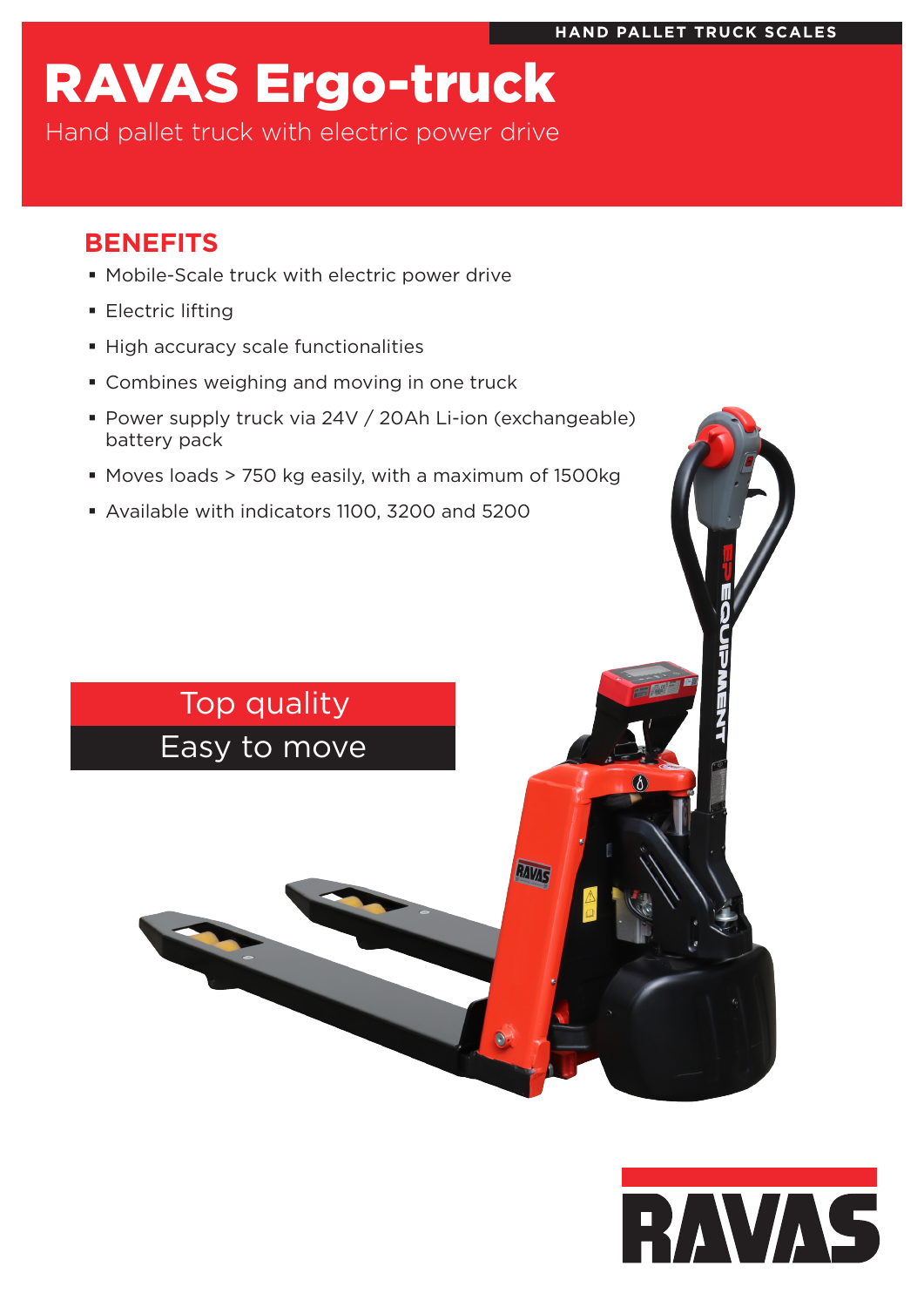HAND PALLET TRUCK SCALES

# RAVAS Ergo-truck

Hand pallet truck with electric power drive

## BENEFITS

- Mobile-Scale truck with electric power drive
- Electric lifting
- High accuracy scale functionalities
- Combines weighing and moving in one truck
- Power supply truck via 24V / 20Ah Li-ion (exchangeable) battery pack
- Moves loads > 750 kg easily, with a maximum of 1500kg
- Available with indicators 1100, 3200 and 5200

Top quality

Easy to move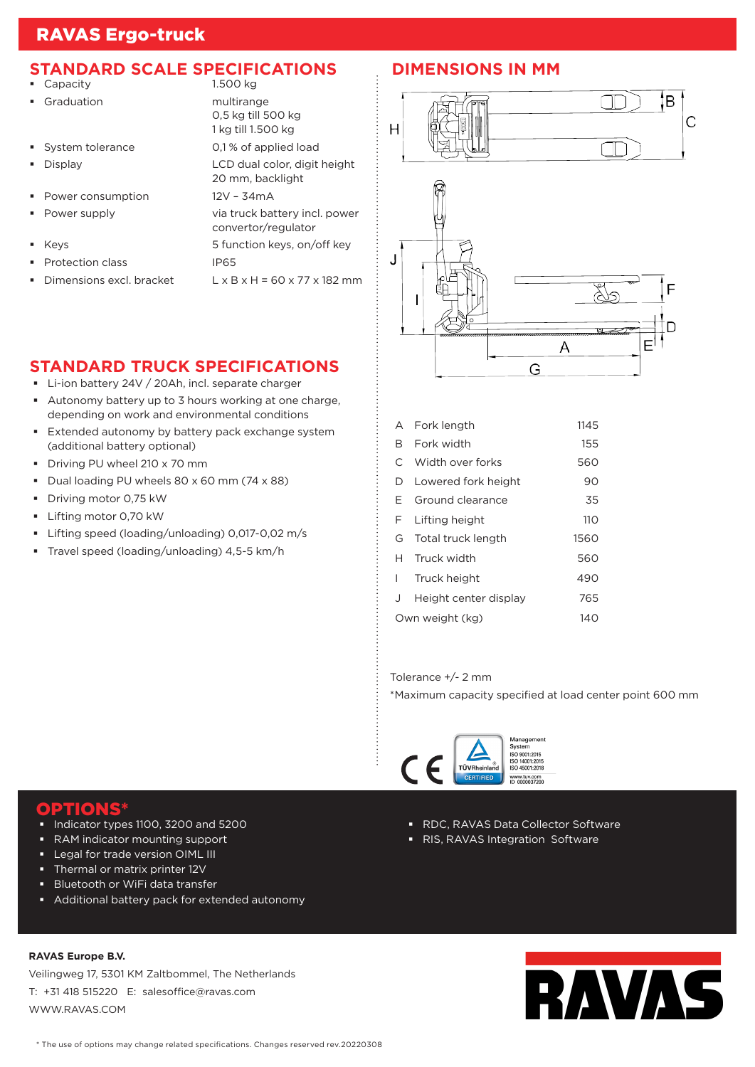# RAVAS Ergo-truck

## STANDARD SCALE SPECIFICATIONS

| | |
|---|---|
| Capacity | 1.500 kg |
| Graduation | multirange<br>0,5 kg till 500 kg<br>1 kg till 1.500 kg |
| System tolerance | 0,1 % of applied load |
| Display | LCD dual color, digit height 20 mm, backlight |
| Power consumption | 12V – 34mA |
| Power supply | via truck battery incl. power convertor/regulator |
| Keys | 5 function keys, on/off key |
| Protection class | IP65 |
| Dimensions excl. bracket | L x B x H = 60 x 77 x 182 mm |

## STANDARD TRUCK SPECIFICATIONS

- Li-ion battery 24V / 20Ah, incl. separate charger
- Autonomy battery up to 3 hours working at one charge, depending on work and environmental conditions
- Extended autonomy by battery pack exchange system (additional battery optional)
- Driving PU wheel 210 x 70 mm
- Dual loading PU wheels 80 x 60 mm (74 x 88)
- Driving motor 0,75 kW
- Lifting motor 0,70 kW
- Lifting speed (loading/unloading) 0,017-0,02 m/s
- Travel speed (loading/unloading) 4,5-5 km/h

## DIMENSIONS IN MM

H B C J I F D A E G

| | | |
|---|---|---|
| A | Fork length | 1145 |
| B | Fork width | 155 |
| C | Width over forks | 560 |
| D | Lowered fork height | 90 |
| E | Ground clearance | 35 |
| F | Lifting height | 110 |
| G | Total truck length | 1560 |
| H | Truck width | 560 |
| I | Truck height | 490 |
| J | Height center display | 765 |
| Own weight (kg) | | 140 |

Tolerance +/- 2 mm

*Maximum capacity specified at load center point 600 mm

CE

TÜVRheinland CERTIFIED

Management System
ISO 9001:2015
ISO 14001:2015
ISO 45001:2018
www.tuv.com
ID 0000037200

## OPTIONS*

- Indicator types 1100, 3200 and 5200
- RAM indicator mounting support
- Legal for trade version OIML III
- Thermal or matrix printer 12V
- Bluetooth or WiFi data transfer
- Additional battery pack for extended autonomy
- RDC, RAVAS Data Collector Software
- RIS, RAVAS Integration Software

**RAVAS Europe B.V.**
Veilingweg 17, 5301 KM Zaltbommel, The Netherlands
T: +31 418 515220 E: salesoffice@ravas.com
WWW.RAVAS.COM

RAVAS

* The use of options may change related specifications. Changes reserved rev.20220308